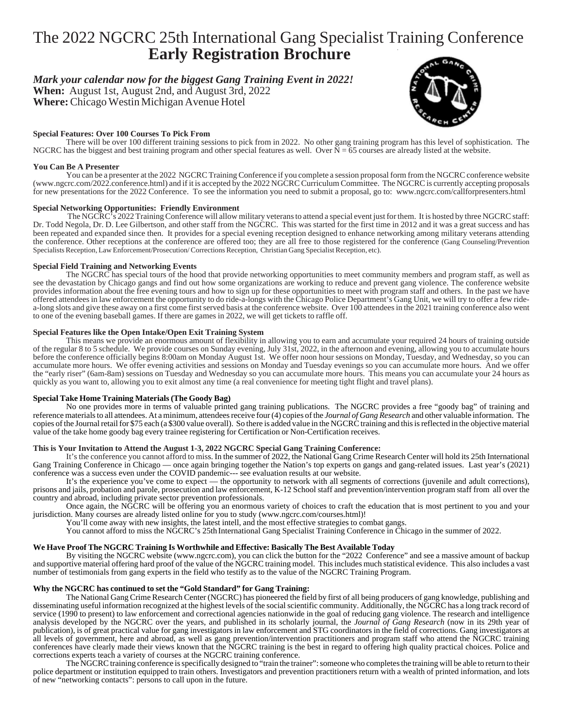# The 2022 NGCRC 25th International Gang Specialist Training Conference

## Early Registration Brochure

***Mark your calendar now for the biggest Gang Training Event in 2022!***

**When:** August 1st, August 2nd, and August 3rd, 2022

**Where:** Chicago Westin Michigan Avenue Hotel

**Special Features: Over 100 Courses To Pick From**

There will be over 100 different training sessions to pick from in 2022. No other gang training program has this level of sophistication. The NGCRC has the biggest and best training program and other special features as well. Over N = 65 courses are already listed at the website.

**You Can Be A Presenter**

You can be a presenter at the 2022 NGCRC Training Conference if you complete a session proposal form from the NGCRC conference website (www.ngcrc.com/2022.conference.html) and if it is accepted by the 2022 NGCRC Curriculum Committee. The NGCRC is currently accepting proposals for new presentations for the 2022 Conference. To see the information you need to submit a proposal, go to: www.ngcrc.com/callforpresenters.html

**Special Networking Opportunities: Friendly Environment**

The NGCRC's 2022 Training Conference will allow military veterans to attend a special event just for them. It is hosted by three NGCRC staff: Dr. Todd Negola, Dr. D. Lee Gilbertson, and other staff from the NGCRC. This was started for the first time in 2012 and it was a great success and has been repeated and expanded since then. It provides for a special evening reception designed to enhance networking among military veterans attending the conference. Other receptions at the conference are offered too; they are all free to those registered for the conference (Gang Counseling/Prevention Specialists Reception, Law Enforcement/Prosecution/ Corrections Reception, Christian Gang Specialist Reception, etc).

**Special Field Training and Networking Events**

The NGCRC has special tours of the hood that provide networking opportunities to meet community members and program staff, as well as see the devastation by Chicago gangs and find out how some organizations are working to reduce and prevent gang violence. The conference website provides information about the free evening tours and how to sign up for these opportunities to meet with program staff and others. In the past we have offered attendees in law enforcement the opportunity to do ride-a-longs with the Chicago Police Department's Gang Unit, we will try to offer a few ride-a-long slots and give these away on a first come first served basis at the conference website. Over 100 attendees in the 2021 training conference also went to one of the evening baseball games. If there are games in 2022, we will get tickets to raffle off.

**Special Features like the Open Intake/Open Exit Training System**

This means we provide an enormous amount of flexibility in allowing you to earn and accumulate your required 24 hours of training outside of the regular 8 to 5 schedule. We provide courses on Sunday evening, July 31st, 2022, in the afternoon and evening, allowing you to accumulate hours before the conference officially begins 8:00am on Monday August 1st. We offer noon hour sessions on Monday, Tuesday, and Wednesday, so you can accumulate more hours. We offer evening activities and sessions on Monday and Tuesday evenings so you can accumulate more hours. And we offer the "early riser" (6am-8am) sessions on Tuesday and Wednesday so you can accumulate more hours. This means you can accumulate your 24 hours as quickly as you want to, allowing you to exit almost any time (a real convenience for meeting tight flight and travel plans).

**Special Take Home Training Materials (The Goody Bag)**

No one provides more in terms of valuable printed gang training publications. The NGCRC provides a free "goody bag" of training and reference materials to all attendees. At a minimum, attendees receive four (4) copies of the *Journal of Gang Research* and other valuable information. The copies of the Journal retail for $75 each (a $300 value overall). So there is added value in the NGCRC training and this is reflected in the objective material value of the take home goody bag every trainee registering for Certification or Non-Certification receives.

**This is Your Invitation to Attend the August 1-3, 2022 NGCRC Special Gang Training Conference:**

It's the conference you cannot afford to miss. In the summer of 2022, the National Gang Crime Research Center will hold its 25th International Gang Training Conference in Chicago — once again bringing together the Nation's top experts on gangs and gang-related issues. Last year's (2021) conference was a success even under the COVID pandemic--- see evaluation results at our website.

It's the experience you've come to expect — the opportunity to network with all segments of corrections (juvenile and adult corrections), prisons and jails, probation and parole, prosecution and law enforcement, K-12 School staff and prevention/intervention program staff from all over the country and abroad, including private sector prevention professionals.

Once again, the NGCRC will be offering you an enormous variety of choices to craft the education that is most pertinent to you and your jurisdiction. Many courses are already listed online for you to study (www.ngcrc.com/courses.html)!

You'll come away with new insights, the latest intell, and the most effective strategies to combat gangs.

You cannot afford to miss the NGCRC's 25th International Gang Specialist Training Conference in Chicago in the summer of 2022.

**We Have Proof The NGCRC Training Is Worthwhile and Effective: Basically The Best Available Today**

By visiting the NGCRC website (www.ngcrc.com), you can click the button for the "2022 Conference" and see a massive amount of backup and supportive material offering hard proof of the value of the NGCRC training model. This includes much statistical evidence. This also includes a vast number of testimonials from gang experts in the field who testify as to the value of the NGCRC Training Program.

**Why the NGCRC has continued to set the "Gold Standard" for Gang Training:**

The National Gang Crime Research Center (NGCRC) has pioneered the field by first of all being producers of gang knowledge, publishing and disseminating useful information recognized at the highest levels of the social scientific community. Additionally, the NGCRC has a long track record of service (1990 to present) to law enforcement and correctional agencies nationwide in the goal of reducing gang violence. The research and intelligence analysis developed by the NGCRC over the years, and published in its scholarly journal, the *Journal of Gang Research* (now in its 29th year of publication), is of great practical value for gang investigators in law enforcement and STG coordinators in the field of corrections. Gang investigators at all levels of government, here and abroad, as well as gang prevention/intervention practitioners and program staff who attend the NGCRC training conferences have clearly made their views known that the NGCRC training is the best in regard to offering high quality practical choices. Police and corrections experts teach a variety of courses at the NGCRC training conference.

The NGCRC training conference is specifically designed to "train the trainer": someone who completes the training will be able to return to their police department or institution equipped to train others. Investigators and prevention practitioners return with a wealth of printed information, and lots of new "networking contacts": persons to call upon in the future.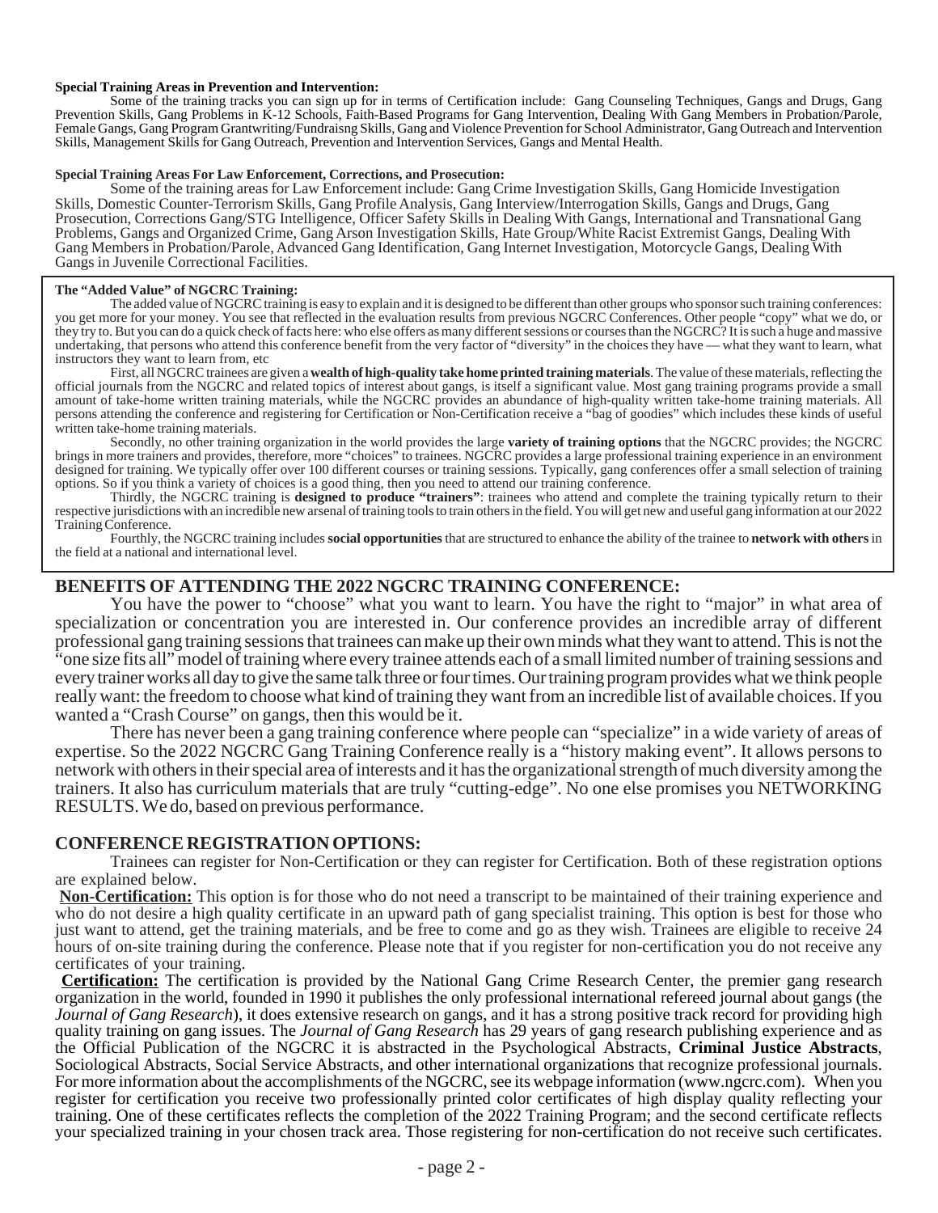**Special Training Areas in Prevention and Intervention:**

Some of the training tracks you can sign up for in terms of Certification include: Gang Counseling Techniques, Gangs and Drugs, Gang Prevention Skills, Gang Problems in K-12 Schools, Faith-Based Programs for Gang Intervention, Dealing With Gang Members in Probation/Parole, Female Gangs, Gang Program Grantwriting/Fundraisng Skills, Gang and Violence Prevention for School Administrator, Gang Outreach and Intervention Skills, Management Skills for Gang Outreach, Prevention and Intervention Services, Gangs and Mental Health.

**Special Training Areas For Law Enforcement, Corrections, and Prosecution:**

Some of the training areas for Law Enforcement include: Gang Crime Investigation Skills, Gang Homicide Investigation Skills, Domestic Counter-Terrorism Skills, Gang Profile Analysis, Gang Interview/Interrogation Skills, Gangs and Drugs, Gang Prosecution, Corrections Gang/STG Intelligence, Officer Safety Skills in Dealing With Gangs, International and Transnational Gang Problems, Gangs and Organized Crime, Gang Arson Investigation Skills, Hate Group/White Racist Extremist Gangs, Dealing With Gang Members in Probation/Parole, Advanced Gang Identification, Gang Internet Investigation, Motorcycle Gangs, Dealing With Gangs in Juvenile Correctional Facilities.

**The "Added Value" of NGCRC Training:**

The added value of NGCRC training is easy to explain and it is designed to be different than other groups who sponsor such training conferences: you get more for your money. You see that reflected in the evaluation results from previous NGCRC Conferences. Other people "copy" what we do, or they try to. But you can do a quick check of facts here: who else offers as many different sessions or courses than the NGCRC? It is such a huge and massive undertaking, that persons who attend this conference benefit from the very factor of "diversity" in the choices they have — what they want to learn, what instructors they want to learn from, etc

First, all NGCRC trainees are given a **wealth of high-quality take home printed training materials**. The value of these materials, reflecting the official journals from the NGCRC and related topics of interest about gangs, is itself a significant value. Most gang training programs provide a small amount of take-home written training materials, while the NGCRC provides an abundance of high-quality written take-home training materials. All persons attending the conference and registering for Certification or Non-Certification receive a "bag of goodies" which includes these kinds of useful written take-home training materials.

Secondly, no other training organization in the world provides the large **variety of training options** that the NGCRC provides; the NGCRC brings in more trainers and provides, therefore, more "choices" to trainees. NGCRC provides a large professional training experience in an environment designed for training. We typically offer over 100 different courses or training sessions. Typically, gang conferences offer a small selection of training options. So if you think a variety of choices is a good thing, then you need to attend our training conference.

Thirdly, the NGCRC training is **designed to produce "trainers"**: trainees who attend and complete the training typically return to their respective jurisdictions with an incredible new arsenal of training tools to train others in the field. You will get new and useful gang information at our 2022 Training Conference.

Fourthly, the NGCRC training includes **social opportunities** that are structured to enhance the ability of the trainee to **network with others** in the field at a national and international level.

## BENEFITS OF ATTENDING THE 2022 NGCRC TRAINING CONFERENCE:

You have the power to "choose" what you want to learn. You have the right to "major" in what area of specialization or concentration you are interested in. Our conference provides an incredible array of different professional gang training sessions that trainees can make up their own minds what they want to attend. This is not the "one size fits all" model of training where every trainee attends each of a small limited number of training sessions and every trainer works all day to give the same talk three or four times. Our training program provides what we think people really want: the freedom to choose what kind of training they want from an incredible list of available choices. If you wanted a "Crash Course" on gangs, then this would be it.

There has never been a gang training conference where people can "specialize" in a wide variety of areas of expertise. So the 2022 NGCRC Gang Training Conference really is a "history making event". It allows persons to network with others in their special area of interests and it has the organizational strength of much diversity among the trainers. It also has curriculum materials that are truly "cutting-edge". No one else promises you NETWORKING RESULTS. We do, based on previous performance.

## CONFERENCE REGISTRATION OPTIONS:

Trainees can register for Non-Certification or they can register for Certification. Both of these registration options are explained below.

**Non-Certification:** This option is for those who do not need a transcript to be maintained of their training experience and who do not desire a high quality certificate in an upward path of gang specialist training. This option is best for those who just want to attend, get the training materials, and be free to come and go as they wish. Trainees are eligible to receive 24 hours of on-site training during the conference. Please note that if you register for non-certification you do not receive any certificates of your training.

**Certification:** The certification is provided by the National Gang Crime Research Center, the premier gang research organization in the world, founded in 1990 it publishes the only professional international refereed journal about gangs (the *Journal of Gang Research*), it does extensive research on gangs, and it has a strong positive track record for providing high quality training on gang issues. The *Journal of Gang Research* has 29 years of gang research publishing experience and as the Official Publication of the NGCRC it is abstracted in the Psychological Abstracts, **Criminal Justice Abstracts**, Sociological Abstracts, Social Service Abstracts, and other international organizations that recognize professional journals. For more information about the accomplishments of the NGCRC, see its webpage information (www.ngcrc.com). When you register for certification you receive two professionally printed color certificates of high display quality reflecting your training. One of these certificates reflects the completion of the 2022 Training Program; and the second certificate reflects your specialized training in your chosen track area. Those registering for non-certification do not receive such certificates.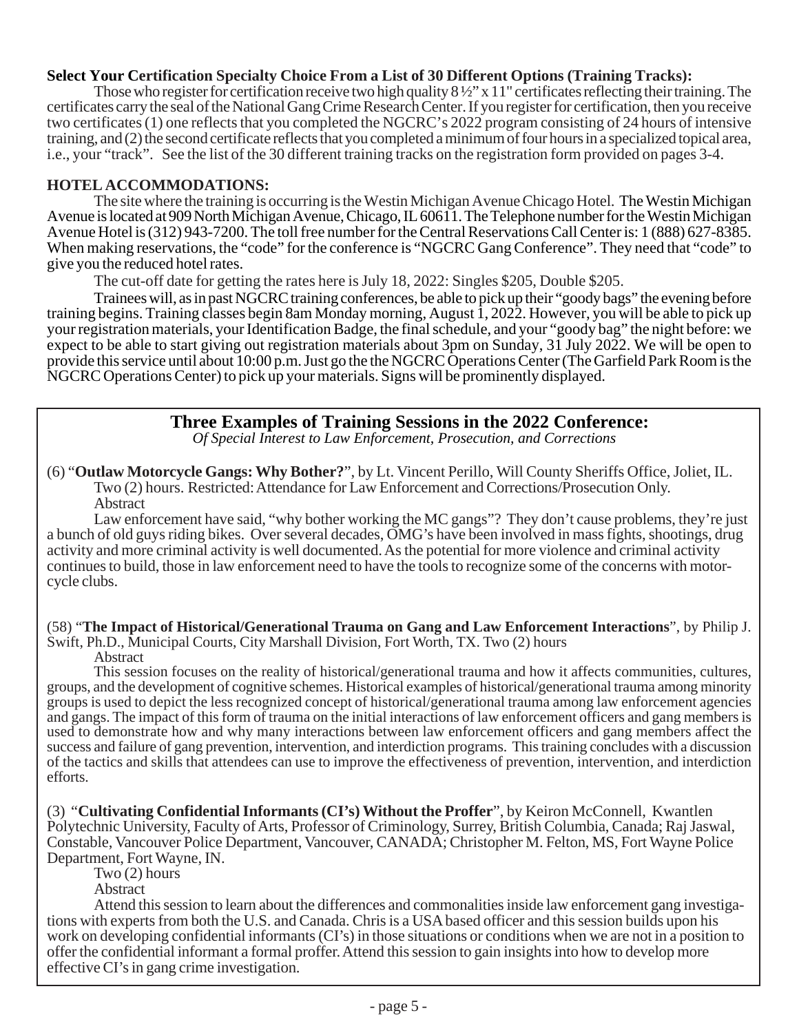**Select Your Certification Specialty Choice From a List of 30 Different Options (Training Tracks):**

Those who register for certification receive two high quality 8 ½" x 11" certificates reflecting their training. The certificates carry the seal of the National Gang Crime Research Center. If you register for certification, then you receive two certificates (1) one reflects that you completed the NGCRC's 2022 program consisting of 24 hours of intensive training, and (2) the second certificate reflects that you completed a minimum of four hours in a specialized topical area, i.e., your "track". See the list of the 30 different training tracks on the registration form provided on pages 3-4.

**HOTEL ACCOMMODATIONS:**

The site where the training is occurring is the Westin Michigan Avenue Chicago Hotel. The Westin Michigan Avenue is located at 909 North Michigan Avenue, Chicago, IL 60611. The Telephone number for the Westin Michigan Avenue Hotel is (312) 943-7200. The toll free number for the Central Reservations Call Center is: 1 (888) 627-8385. When making reservations, the "code" for the conference is "NGCRC Gang Conference". They need that "code" to give you the reduced hotel rates.

The cut-off date for getting the rates here is July 18, 2022: Singles $205, Double $205.

Trainees will, as in past NGCRC training conferences, be able to pick up their "goody bags" the evening before training begins. Training classes begin 8am Monday morning, August 1, 2022. However, you will be able to pick up your registration materials, your Identification Badge, the final schedule, and your "goody bag" the night before: we expect to be able to start giving out registration materials about 3pm on Sunday, 31 July 2022. We will be open to provide this service until about 10:00 p.m. Just go the the NGCRC Operations Center (The Garfield Park Room is the NGCRC Operations Center) to pick up your materials. Signs will be prominently displayed.

## Three Examples of Training Sessions in the 2022 Conference:

*Of Special Interest to Law Enforcement, Prosecution, and Corrections*

(6) "**Outlaw Motorcycle Gangs: Why Bother?**", by Lt. Vincent Perillo, Will County Sheriffs Office, Joliet, IL.
Two (2) hours. Restricted: Attendance for Law Enforcement and Corrections/Prosecution Only.
Abstract

Law enforcement have said, "why bother working the MC gangs"? They don't cause problems, they're just a bunch of old guys riding bikes. Over several decades, OMG's have been involved in mass fights, shootings, drug activity and more criminal activity is well documented. As the potential for more violence and criminal activity continues to build, those in law enforcement need to have the tools to recognize some of the concerns with motorcycle clubs.

(58) "**The Impact of Historical/Generational Trauma on Gang and Law Enforcement Interactions**", by Philip J. Swift, Ph.D., Municipal Courts, City Marshall Division, Fort Worth, TX. Two (2) hours
Abstract

This session focuses on the reality of historical/generational trauma and how it affects communities, cultures, groups, and the development of cognitive schemes. Historical examples of historical/generational trauma among minority groups is used to depict the less recognized concept of historical/generational trauma among law enforcement agencies and gangs. The impact of this form of trauma on the initial interactions of law enforcement officers and gang members is used to demonstrate how and why many interactions between law enforcement officers and gang members affect the success and failure of gang prevention, intervention, and interdiction programs. This training concludes with a discussion of the tactics and skills that attendees can use to improve the effectiveness of prevention, intervention, and interdiction efforts.

(3) "**Cultivating Confidential Informants (CI's) Without the Proffer**", by Keiron McConnell, Kwantlen Polytechnic University, Faculty of Arts, Professor of Criminology, Surrey, British Columbia, Canada; Raj Jaswal, Constable, Vancouver Police Department, Vancouver, CANADA; Christopher M. Felton, MS, Fort Wayne Police Department, Fort Wayne, IN.
Two (2) hours
Abstract

Attend this session to learn about the differences and commonalities inside law enforcement gang investigations with experts from both the U.S. and Canada. Chris is a USA based officer and this session builds upon his work on developing confidential informants (CI's) in those situations or conditions when we are not in a position to offer the confidential informant a formal proffer. Attend this session to gain insights into how to develop more effective CI's in gang crime investigation.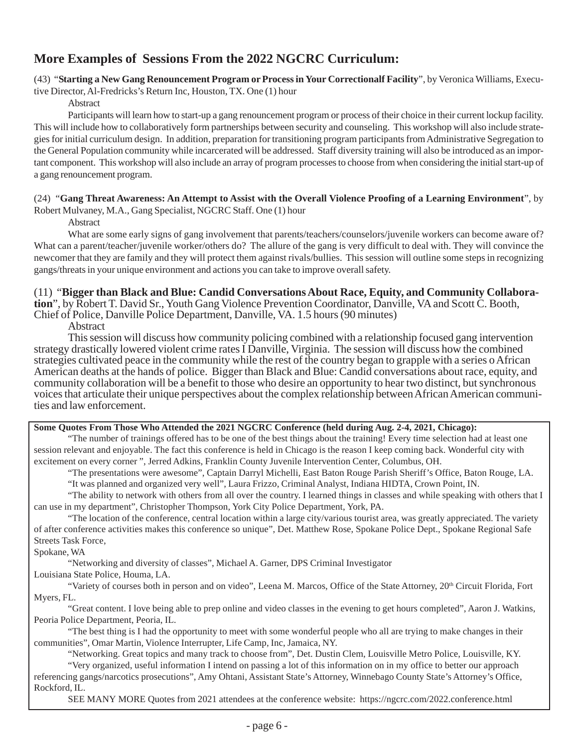## More Examples of Sessions From the 2022 NGCRC Curriculum:

(43) "**Starting a New Gang Renouncement Program or Process in Your Correctionalf Facility**", by Veronica Williams, Executive Director, Al-Fredricks's Return Inc, Houston, TX. One (1) hour

Abstract

Participants will learn how to start-up a gang renouncement program or process of their choice in their current lockup facility. This will include how to collaboratively form partnerships between security and counseling. This workshop will also include strategies for initial curriculum design. In addition, preparation for transitioning program participants from Administrative Segregation to the General Population community while incarcerated will be addressed. Staff diversity training will also be introduced as an important component. This workshop will also include an array of program processes to choose from when considering the initial start-up of a gang renouncement program.

(24) "**Gang Threat Awareness: An Attempt to Assist with the Overall Violence Proofing of a Learning Environment**", by Robert Mulvaney, M.A., Gang Specialist, NGCRC Staff. One (1) hour

Abstract

What are some early signs of gang involvement that parents/teachers/counselors/juvenile workers can become aware of? What can a parent/teacher/juvenile worker/others do? The allure of the gang is very difficult to deal with. They will convince the newcomer that they are family and they will protect them against rivals/bullies. This session will outline some steps in recognizing gangs/threats in your unique environment and actions you can take to improve overall safety.

(11) "**Bigger than Black and Blue: Candid Conversations About Race, Equity, and Community Collaboration**", by Robert T. David Sr., Youth Gang Violence Prevention Coordinator, Danville, VA and Scott C. Booth, Chief of Police, Danville Police Department, Danville, VA. 1.5 hours (90 minutes)

Abstract

This session will discuss how community policing combined with a relationship focused gang intervention strategy drastically lowered violent crime rates I Danville, Virginia. The session will discuss how the combined strategies cultivated peace in the community while the rest of the country began to grapple with a series o African American deaths at the hands of police. Bigger than Black and Blue: Candid conversations about race, equity, and community collaboration will be a benefit to those who desire an opportunity to hear two distinct, but synchronous voices that articulate their unique perspectives about the complex relationship between African American communities and law enforcement.

**Some Quotes From Those Who Attended the 2021 NGCRC Conference (held during Aug. 2-4, 2021, Chicago):**

"The number of trainings offered has to be one of the best things about the training! Every time selection had at least one session relevant and enjoyable. The fact this conference is held in Chicago is the reason I keep coming back. Wonderful city with excitement on every corner ", Jerred Adkins, Franklin County Juvenile Intervention Center, Columbus, OH.

"The presentations were awesome", Captain Darryl Michelli, East Baton Rouge Parish Sheriff's Office, Baton Rouge, LA.

"It was planned and organized very well", Laura Frizzo, Criminal Analyst, Indiana HIDTA, Crown Point, IN.

"The ability to network with others from all over the country. I learned things in classes and while speaking with others that I can use in my department", Christopher Thompson, York City Police Department, York, PA.

"The location of the conference, central location within a large city/various tourist area, was greatly appreciated. The variety of after conference activities makes this conference so unique", Det. Matthew Rose, Spokane Police Dept., Spokane Regional Safe Streets Task Force,
Spokane, WA

"Networking and diversity of classes", Michael A. Garner, DPS Criminal Investigator
Louisiana State Police, Houma, LA.

"Variety of courses both in person and on video", Leena M. Marcos, Office of the State Attorney, 20th Circuit Florida, Fort Myers, FL.

"Great content. I love being able to prep online and video classes in the evening to get hours completed", Aaron J. Watkins, Peoria Police Department, Peoria, IL.

"The best thing is I had the opportunity to meet with some wonderful people who all are trying to make changes in their communities", Omar Martin, Violence Interrupter, Life Camp, Inc, Jamaica, NY.

"Networking. Great topics and many track to choose from", Det. Dustin Clem, Louisville Metro Police, Louisville, KY.

"Very organized, useful information I intend on passing a lot of this information on in my office to better our approach referencing gangs/narcotics prosecutions", Amy Ohtani, Assistant State's Attorney, Winnebago County State's Attorney's Office, Rockford, IL.

SEE MANY MORE Quotes from 2021 attendees at the conference website: https://ngcrc.com/2022.conference.html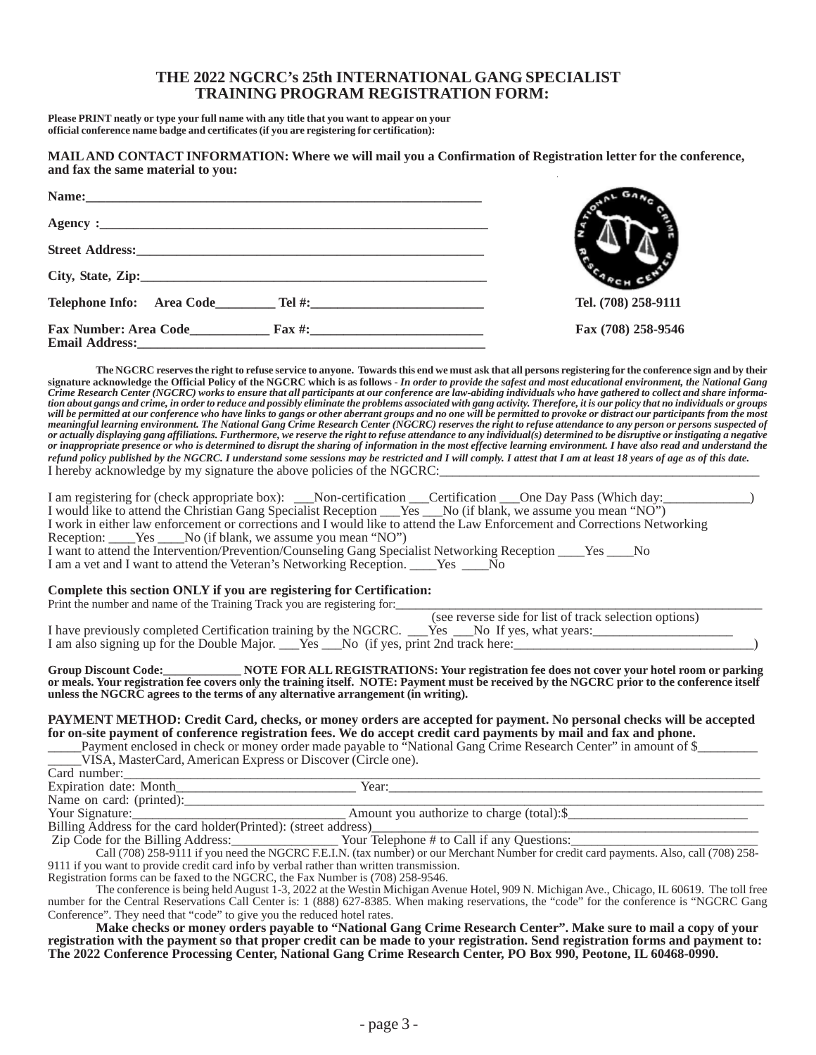# THE 2022 NGCRC's 25th INTERNATIONAL GANG SPECIALIST TRAINING PROGRAM REGISTRATION FORM:

**Please PRINT neatly or type your full name with any title that you want to appear on your official conference name badge and certificates (if you are registering for certification):**

**MAIL AND CONTACT INFORMATION: Where we will mail you a Confirmation of Registration letter for the conference, and fax the same material to you:**

**Name:**____________________________________________________________

**Agency :**____________________________________________________________

**Street Address:**_______________________________________________________

**City, State, Zip:**______________________________________________________

**Telephone Info: Area Code**_________ **Tel #:**__________________________

**Fax Number: Area Code**___________ **Fax #:**__________________________

**Email Address:**_______________________________________________________

**Tel. (708) 258-9111**

**Fax (708) 258-9546**

**The NGCRC reserves the right to refuse service to anyone. Towards this end we must ask that all persons registering for the conference sign and by their signature acknowledge the Official Policy of the NGCRC which is as follows -** ***In order to provide the safest and most educational environment, the National Gang Crime Research Center (NGCRC) works to ensure that all participants at our conference are law-abiding individuals who have gathered to collect and share information about gangs and crime, in order to reduce and possibly eliminate the problems associated with gang activity. Therefore, it is our policy that no individuals or groups will be permitted at our conference who have links to gangs or other aberrant groups and no one will be permitted to provoke or distract our participants from the most meaningful learning environment. The National Gang Crime Research Center (NGCRC) reserves the right to refuse attendance to any person or persons suspected of or actually displaying gang affiliations. Furthermore, we reserve the right to refuse attendance to any individual(s) determined to be disruptive or instigating a negative or inappropriate presence or who is determined to disrupt the sharing of information in the most effective learning environment. I have also read and understand the refund policy published by the NGCRC. I understand some sessions may be restricted and I will comply. I attest that I am at least 18 years of age as of this date.***

I hereby acknowledge by my signature the above policies of the NGCRC:_________________________________________

I am registering for (check appropriate box): ___Non-certification ___Certification ___One Day Pass (Which day:____________)

I would like to attend the Christian Gang Specialist Reception ___Yes ___No (if blank, we assume you mean "NO")

I work in either law enforcement or corrections and I would like to attend the Law Enforcement and Corrections Networking Reception: ____Yes ____No (if blank, we assume you mean "NO")

I want to attend the Intervention/Prevention/Counseling Gang Specialist Networking Reception ____Yes ____No

I am a vet and I want to attend the Veteran's Networking Reception. ____Yes ____No

**Complete this section ONLY if you are registering for Certification:**

Print the number and name of the Training Track you are registering for:_______________________________________________
(see reverse side for list of track selection options)

I have previously completed Certification training by the NGCRC. ___Yes ___No If yes, what years:____________________

I am also signing up for the Double Major. ___Yes ___No (if yes, print 2nd track here:_________________________________)

**Group Discount Code:____________ NOTE FOR ALL REGISTRATIONS: Your registration fee does not cover your hotel room or parking or meals. Your registration fee covers only the training itself. NOTE: Payment must be received by the NGCRC prior to the conference itself unless the NGCRC agrees to the terms of any alternative arrangement (in writing).**

**PAYMENT METHOD: Credit Card, checks, or money orders are accepted for payment. No personal checks will be accepted for on-site payment of conference registration fees. We do accept credit card payments by mail and fax and phone.**

_____Payment enclosed in check or money order made payable to "National Gang Crime Research Center" in amount of $_________

_____VISA, MasterCard, American Express or Discover (Circle one).

Card number:_______________________________________________________________________

Expiration date: Month___________________________ Year:___________________________________

Name on card: (printed):_____________________________________________________________

Your Signature:_______________________________ Amount you authorize to charge (total):$__________________________

Billing Address for the card holder(Printed): (street address)_________________________________________________

Zip Code for the Billing Address:________________ Your Telephone # to Call if any Questions:____________________________

Call (708) 258-9111 if you need the NGCRC F.E.I.N. (tax number) or our Merchant Number for credit card payments. Also, call (708) 258-9111 if you want to provide credit card info by verbal rather than written transmission.

Registration forms can be faxed to the NGCRC, the Fax Number is (708) 258-9546.

The conference is being held August 1-3, 2022 at the Westin Michigan Avenue Hotel, 909 N. Michigan Ave., Chicago, IL 60619. The toll free number for the Central Reservations Call Center is: 1 (888) 627-8385. When making reservations, the "code" for the conference is "NGCRC Gang Conference". They need that "code" to give you the reduced hotel rates.

**Make checks or money orders payable to "National Gang Crime Research Center". Make sure to mail a copy of your registration with the payment so that proper credit can be made to your registration. Send registration forms and payment to: The 2022 Conference Processing Center, National Gang Crime Research Center, PO Box 990, Peotone, IL 60468-0990.**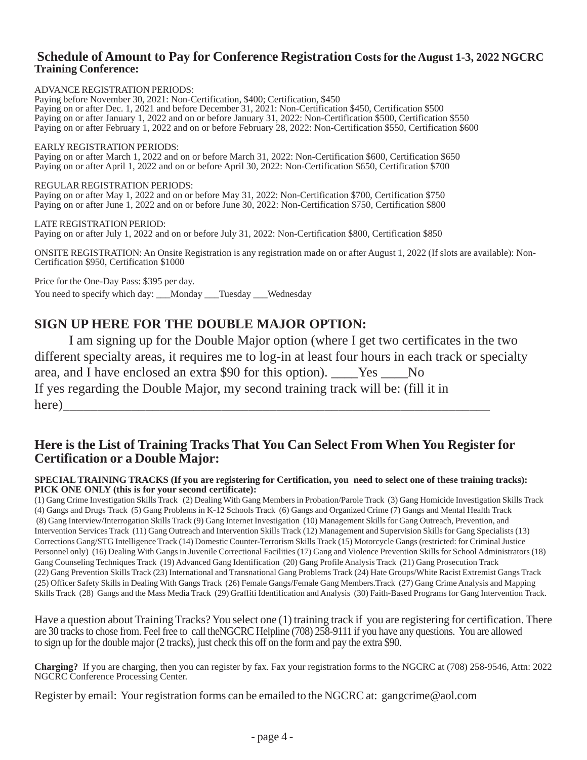## Schedule of Amount to Pay for Conference Registration Costs for the August 1-3, 2022 NGCRC Training Conference:

ADVANCE REGISTRATION PERIODS:
Paying before November 30, 2021: Non-Certification, $400; Certification, $450
Paying on or after Dec. 1, 2021 and before December 31, 2021: Non-Certification $450, Certification $500
Paying on or after January 1, 2022 and on or before January 31, 2022: Non-Certification $500, Certification $550
Paying on or after February 1, 2022 and on or before February 28, 2022: Non-Certification $550, Certification $600

EARLY REGISTRATION PERIODS:
Paying on or after March 1, 2022 and on or before March 31, 2022: Non-Certification $600, Certification $650
Paying on or after April 1, 2022 and on or before April 30, 2022: Non-Certification $650, Certification $700

REGULAR REGISTRATION PERIODS:
Paying on or after May 1, 2022 and on or before May 31, 2022: Non-Certification $700, Certification $750
Paying on or after June 1, 2022 and on or before June 30, 2022: Non-Certification $750, Certification $800

LATE REGISTRATION PERIOD:
Paying on or after July 1, 2022 and on or before July 31, 2022: Non-Certification $800, Certification $850

ONSITE REGISTRATION: An Onsite Registration is any registration made on or after August 1, 2022 (If slots are available): Non-Certification $950, Certification $1000

Price for the One-Day Pass: $395 per day.
You need to specify which day: ___Monday ___Tuesday ___Wednesday

## SIGN UP HERE FOR THE DOUBLE MAJOR OPTION:

I am signing up for the Double Major option (where I get two certificates in the two different specialty areas, it requires me to log-in at least four hours in each track or specialty area, and I have enclosed an extra $90 for this option). ____Yes ____No
If yes regarding the Double Major, my second training track will be: (fill it in here)________________________________________________________________

## Here is the List of Training Tracks That You Can Select From When You Register for Certification or a Double Major:

**SPECIAL TRAINING TRACKS (If you are registering for Certification, you need to select one of these training tracks): PICK ONE ONLY (this is for your second certificate):**
(1) Gang Crime Investigation Skills Track (2) Dealing With Gang Members in Probation/Parole Track (3) Gang Homicide Investigation Skills Track (4) Gangs and Drugs Track (5) Gang Problems in K-12 Schools Track (6) Gangs and Organized Crime (7) Gangs and Mental Health Track (8) Gang Interview/Interrogation Skills Track (9) Gang Internet Investigation (10) Management Skills for Gang Outreach, Prevention, and Intervention Services Track (11) Gang Outreach and Intervention Skills Track (12) Management and Supervision Skills for Gang Specialists (13) Corrections Gang/STG Intelligence Track (14) Domestic Counter-Terrorism Skills Track (15) Motorcycle Gangs (restricted: for Criminal Justice Personnel only) (16) Dealing With Gangs in Juvenile Correctional Facilities (17) Gang and Violence Prevention Skills for School Administrators (18) Gang Counseling Techniques Track (19) Advanced Gang Identification (20) Gang Profile Analysis Track (21) Gang Prosecution Track (22) Gang Prevention Skills Track (23) International and Transnational Gang Problems Track (24) Hate Groups/White Racist Extremist Gangs Track (25) Officer Safety Skills in Dealing With Gangs Track (26) Female Gangs/Female Gang Members.Track (27) Gang Crime Analysis and Mapping Skills Track (28) Gangs and the Mass Media Track (29) Graffiti Identification and Analysis (30) Faith-Based Programs for Gang Intervention Track.

Have a question about Training Tracks? You select one (1) training track if you are registering for certification. There are 30 tracks to chose from. Feel free to call theNGCRC Helpline (708) 258-9111 if you have any questions. You are allowed to sign up for the double major (2 tracks), just check this off on the form and pay the extra $90.

**Charging?** If you are charging, then you can register by fax. Fax your registration forms to the NGCRC at (708) 258-9546, Attn: 2022 NGCRC Conference Processing Center.

Register by email: Your registration forms can be emailed to the NGCRC at: gangcrime@aol.com